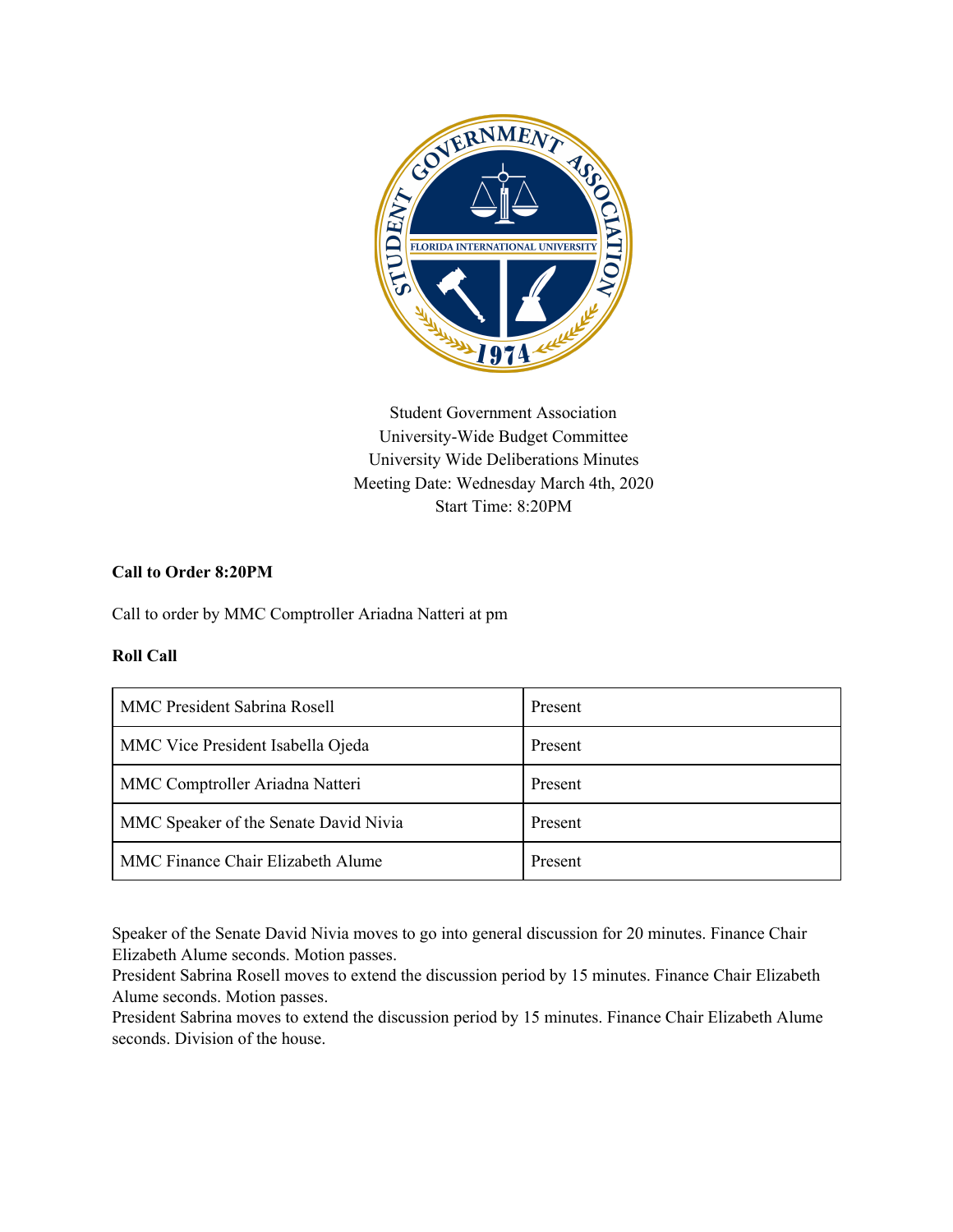Student Government Association
University-Wide Budget Committee
University Wide Deliberations Minutes
Meeting Date: Wednesday March 4th, 2020
Start Time: 8:20PM

**Call to Order 8:20PM**

Call to order by MMC Comptroller Ariadna Natteri at pm

**Roll Call**

| | |
|---|---|
| MMC President Sabrina Rosell | Present |
| MMC Vice President Isabella Ojeda | Present |
| MMC Comptroller Ariadna Natteri | Present |
| MMC Speaker of the Senate David Nivia | Present |
| MMC Finance Chair Elizabeth Alume | Present |

Speaker of the Senate David Nivia moves to go into general discussion for 20 minutes. Finance Chair Elizabeth Alume seconds. Motion passes.
President Sabrina Rosell moves to extend the discussion period by 15 minutes. Finance Chair Elizabeth Alume seconds. Motion passes.
President Sabrina moves to extend the discussion period by 15 minutes. Finance Chair Elizabeth Alume seconds. Division of the house.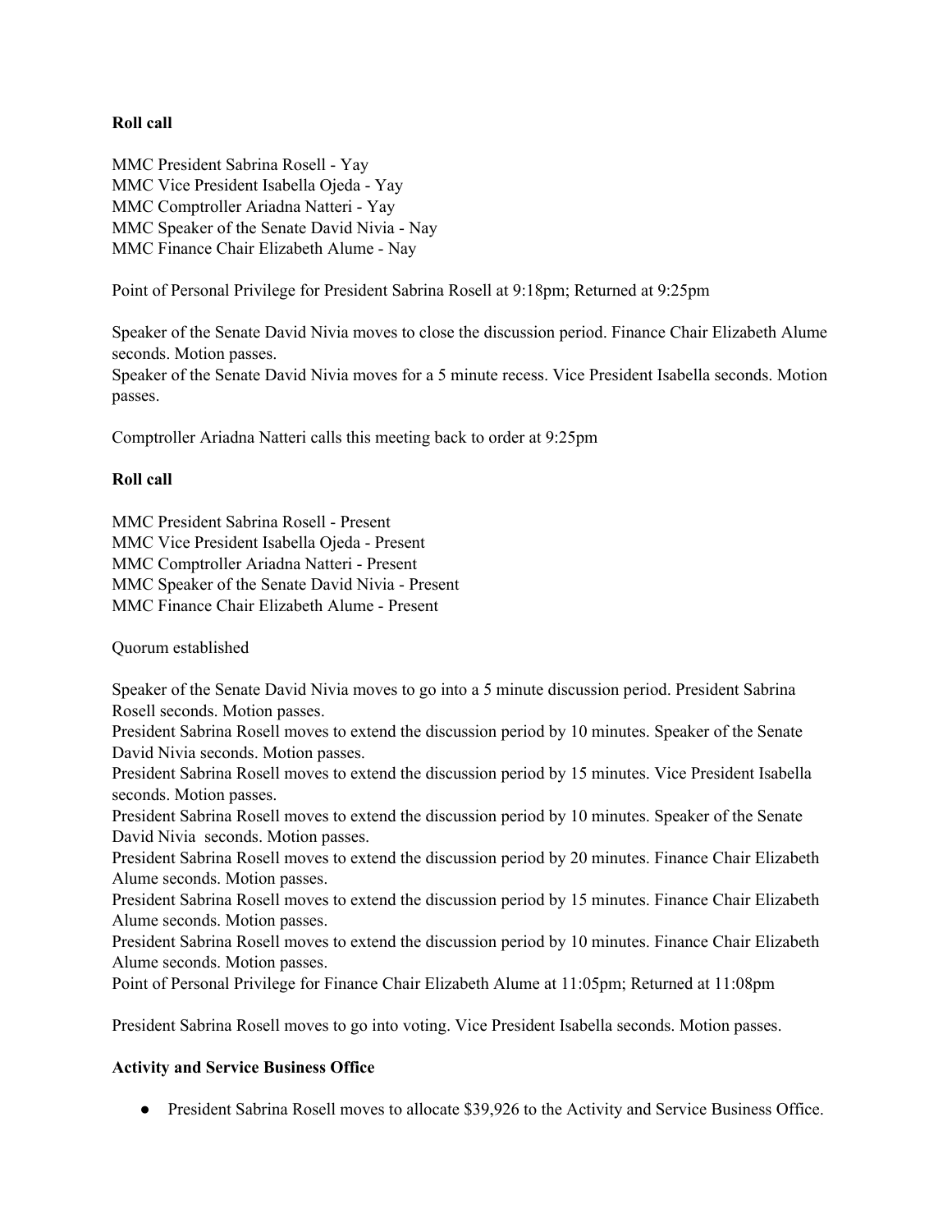**Roll call**

MMC President Sabrina Rosell - Yay
MMC Vice President Isabella Ojeda - Yay
MMC Comptroller Ariadna Natteri - Yay
MMC Speaker of the Senate David Nivia - Nay
MMC Finance Chair Elizabeth Alume - Nay

Point of Personal Privilege for President Sabrina Rosell at 9:18pm; Returned at 9:25pm

Speaker of the Senate David Nivia moves to close the discussion period. Finance Chair Elizabeth Alume seconds. Motion passes.
Speaker of the Senate David Nivia moves for a 5 minute recess. Vice President Isabella seconds. Motion passes.

Comptroller Ariadna Natteri calls this meeting back to order at 9:25pm

**Roll call**

MMC President Sabrina Rosell - Present
MMC Vice President Isabella Ojeda - Present
MMC Comptroller Ariadna Natteri - Present
MMC Speaker of the Senate David Nivia - Present
MMC Finance Chair Elizabeth Alume - Present

Quorum established

Speaker of the Senate David Nivia moves to go into a 5 minute discussion period. President Sabrina Rosell seconds. Motion passes.
President Sabrina Rosell moves to extend the discussion period by 10 minutes. Speaker of the Senate David Nivia seconds. Motion passes.
President Sabrina Rosell moves to extend the discussion period by 15 minutes. Vice President Isabella seconds. Motion passes.
President Sabrina Rosell moves to extend the discussion period by 10 minutes. Speaker of the Senate David Nivia seconds. Motion passes.
President Sabrina Rosell moves to extend the discussion period by 20 minutes. Finance Chair Elizabeth Alume seconds. Motion passes.
President Sabrina Rosell moves to extend the discussion period by 15 minutes. Finance Chair Elizabeth Alume seconds. Motion passes.
President Sabrina Rosell moves to extend the discussion period by 10 minutes. Finance Chair Elizabeth Alume seconds. Motion passes.
Point of Personal Privilege for Finance Chair Elizabeth Alume at 11:05pm; Returned at 11:08pm

President Sabrina Rosell moves to go into voting. Vice President Isabella seconds. Motion passes.

**Activity and Service Business Office**

- President Sabrina Rosell moves to allocate $39,926 to the Activity and Service Business Office.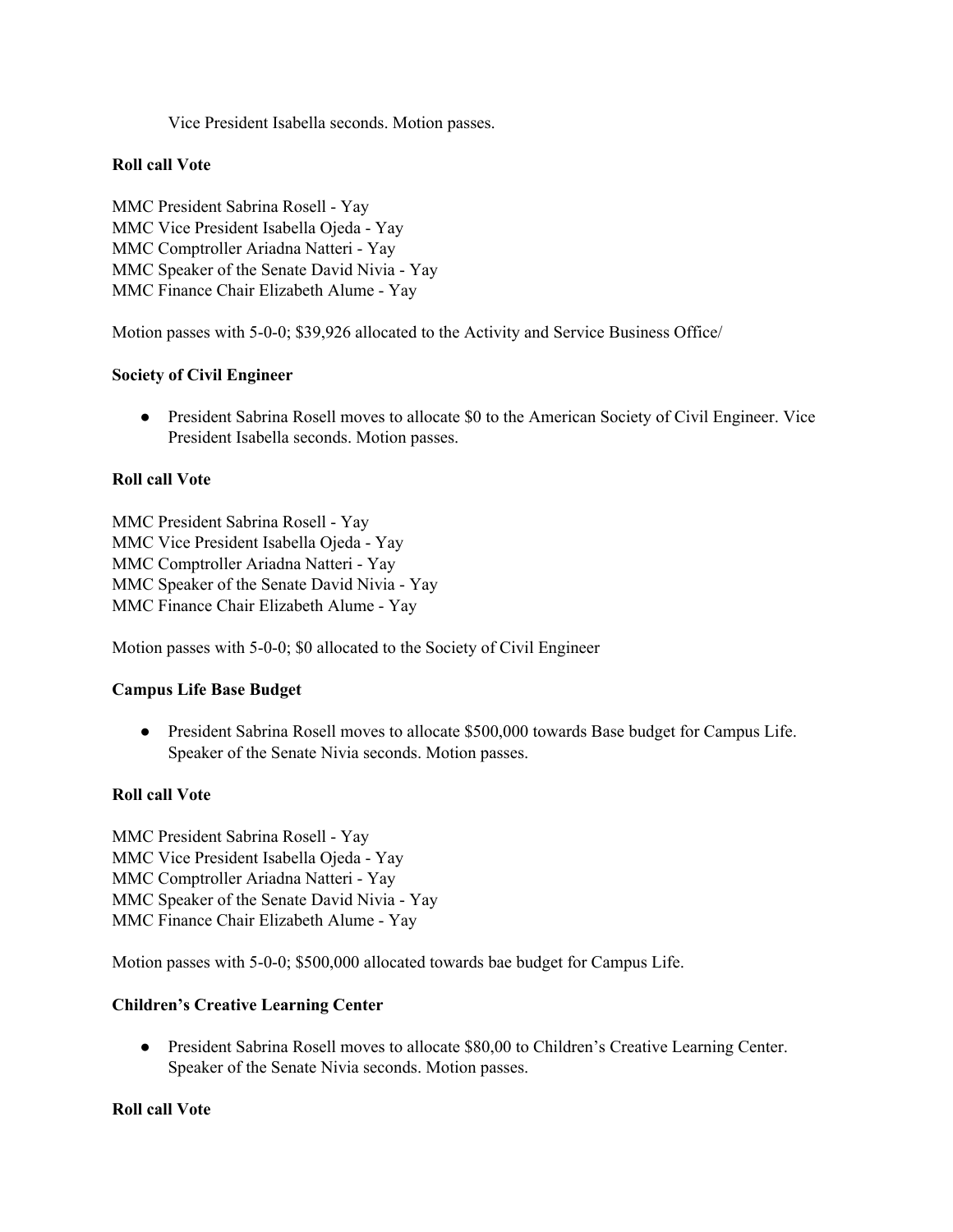Vice President Isabella seconds. Motion passes.

**Roll call Vote**

MMC President Sabrina Rosell - Yay
MMC Vice President Isabella Ojeda - Yay
MMC Comptroller Ariadna Natteri - Yay
MMC Speaker of the Senate David Nivia - Yay
MMC Finance Chair Elizabeth Alume - Yay

Motion passes with 5-0-0; $39,926 allocated to the Activity and Service Business Office/

**Society of Civil Engineer**

- President Sabrina Rosell moves to allocate $0 to the American Society of Civil Engineer. Vice President Isabella seconds. Motion passes.

**Roll call Vote**

MMC President Sabrina Rosell - Yay
MMC Vice President Isabella Ojeda - Yay
MMC Comptroller Ariadna Natteri - Yay
MMC Speaker of the Senate David Nivia - Yay
MMC Finance Chair Elizabeth Alume - Yay

Motion passes with 5-0-0; $0 allocated to the Society of Civil Engineer

**Campus Life Base Budget**

- President Sabrina Rosell moves to allocate $500,000 towards Base budget for Campus Life. Speaker of the Senate Nivia seconds. Motion passes.

**Roll call Vote**

MMC President Sabrina Rosell - Yay
MMC Vice President Isabella Ojeda - Yay
MMC Comptroller Ariadna Natteri - Yay
MMC Speaker of the Senate David Nivia - Yay
MMC Finance Chair Elizabeth Alume - Yay

Motion passes with 5-0-0; $500,000 allocated towards bae budget for Campus Life.

**Children's Creative Learning Center**

- President Sabrina Rosell moves to allocate $80,00 to Children's Creative Learning Center. Speaker of the Senate Nivia seconds. Motion passes.

**Roll call Vote**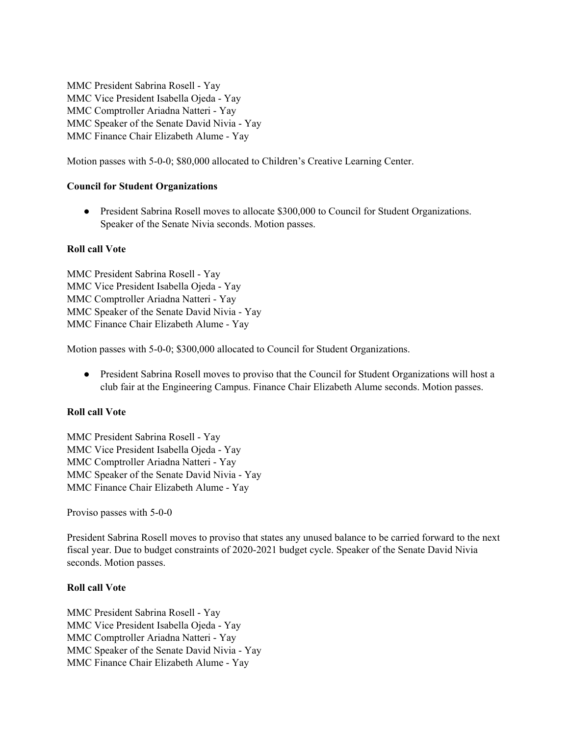MMC President Sabrina Rosell - Yay
MMC Vice President Isabella Ojeda - Yay
MMC Comptroller Ariadna Natteri - Yay
MMC Speaker of the Senate David Nivia - Yay
MMC Finance Chair Elizabeth Alume - Yay

Motion passes with 5-0-0; $80,000 allocated to Children's Creative Learning Center.

**Council for Student Organizations**

- President Sabrina Rosell moves to allocate $300,000 to Council for Student Organizations. Speaker of the Senate Nivia seconds. Motion passes.

**Roll call Vote**

MMC President Sabrina Rosell - Yay
MMC Vice President Isabella Ojeda - Yay
MMC Comptroller Ariadna Natteri - Yay
MMC Speaker of the Senate David Nivia - Yay
MMC Finance Chair Elizabeth Alume - Yay

Motion passes with 5-0-0; $300,000 allocated to Council for Student Organizations.

- President Sabrina Rosell moves to proviso that the Council for Student Organizations will host a club fair at the Engineering Campus. Finance Chair Elizabeth Alume seconds. Motion passes.

**Roll call Vote**

MMC President Sabrina Rosell - Yay
MMC Vice President Isabella Ojeda - Yay
MMC Comptroller Ariadna Natteri - Yay
MMC Speaker of the Senate David Nivia - Yay
MMC Finance Chair Elizabeth Alume - Yay

Proviso passes with 5-0-0

President Sabrina Rosell moves to proviso that states any unused balance to be carried forward to the next fiscal year. Due to budget constraints of 2020-2021 budget cycle. Speaker of the Senate David Nivia seconds. Motion passes.

**Roll call Vote**

MMC President Sabrina Rosell - Yay
MMC Vice President Isabella Ojeda - Yay
MMC Comptroller Ariadna Natteri - Yay
MMC Speaker of the Senate David Nivia - Yay
MMC Finance Chair Elizabeth Alume - Yay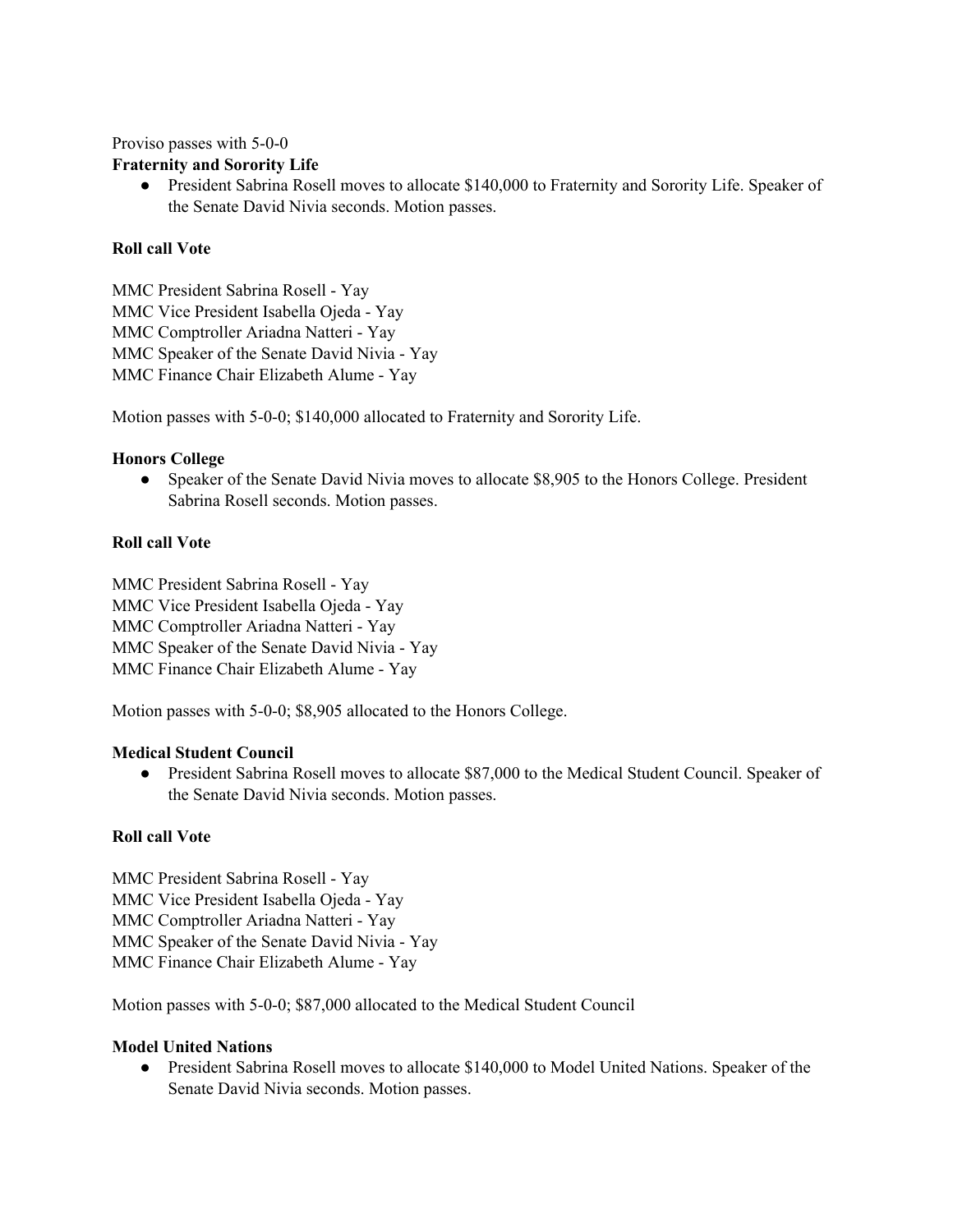Proviso passes with 5-0-0

**Fraternity and Sorority Life**

- President Sabrina Rosell moves to allocate $140,000 to Fraternity and Sorority Life. Speaker of the Senate David Nivia seconds. Motion passes.

**Roll call Vote**

MMC President Sabrina Rosell - Yay
MMC Vice President Isabella Ojeda - Yay
MMC Comptroller Ariadna Natteri - Yay
MMC Speaker of the Senate David Nivia - Yay
MMC Finance Chair Elizabeth Alume - Yay

Motion passes with 5-0-0; $140,000 allocated to Fraternity and Sorority Life.

**Honors College**

- Speaker of the Senate David Nivia moves to allocate $8,905 to the Honors College. President Sabrina Rosell seconds. Motion passes.

**Roll call Vote**

MMC President Sabrina Rosell - Yay
MMC Vice President Isabella Ojeda - Yay
MMC Comptroller Ariadna Natteri - Yay
MMC Speaker of the Senate David Nivia - Yay
MMC Finance Chair Elizabeth Alume - Yay

Motion passes with 5-0-0; $8,905 allocated to the Honors College.

**Medical Student Council**

- President Sabrina Rosell moves to allocate $87,000 to the Medical Student Council. Speaker of the Senate David Nivia seconds. Motion passes.

**Roll call Vote**

MMC President Sabrina Rosell - Yay
MMC Vice President Isabella Ojeda - Yay
MMC Comptroller Ariadna Natteri - Yay
MMC Speaker of the Senate David Nivia - Yay
MMC Finance Chair Elizabeth Alume - Yay

Motion passes with 5-0-0; $87,000 allocated to the Medical Student Council

**Model United Nations**

- President Sabrina Rosell moves to allocate $140,000 to Model United Nations. Speaker of the Senate David Nivia seconds. Motion passes.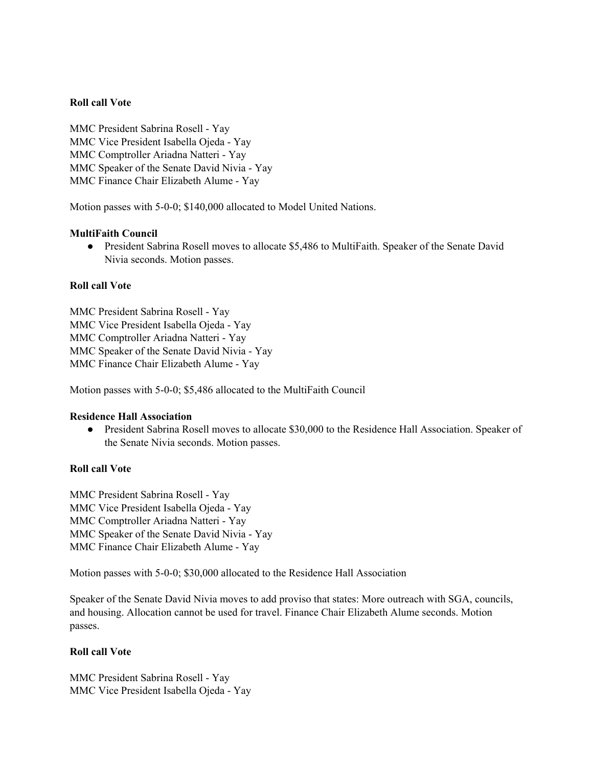**Roll call Vote**

MMC President Sabrina Rosell - Yay
MMC Vice President Isabella Ojeda - Yay
MMC Comptroller Ariadna Natteri - Yay
MMC Speaker of the Senate David Nivia - Yay
MMC Finance Chair Elizabeth Alume - Yay

Motion passes with 5-0-0; $140,000 allocated to Model United Nations.

**MultiFaith Council**

- President Sabrina Rosell moves to allocate $5,486 to MultiFaith. Speaker of the Senate David Nivia seconds. Motion passes.

**Roll call Vote**

MMC President Sabrina Rosell - Yay
MMC Vice President Isabella Ojeda - Yay
MMC Comptroller Ariadna Natteri - Yay
MMC Speaker of the Senate David Nivia - Yay
MMC Finance Chair Elizabeth Alume - Yay

Motion passes with 5-0-0; $5,486 allocated to the MultiFaith Council

**Residence Hall Association**

- President Sabrina Rosell moves to allocate $30,000 to the Residence Hall Association. Speaker of the Senate Nivia seconds. Motion passes.

**Roll call Vote**

MMC President Sabrina Rosell - Yay
MMC Vice President Isabella Ojeda - Yay
MMC Comptroller Ariadna Natteri - Yay
MMC Speaker of the Senate David Nivia - Yay
MMC Finance Chair Elizabeth Alume - Yay

Motion passes with 5-0-0; $30,000 allocated to the Residence Hall Association

Speaker of the Senate David Nivia moves to add proviso that states: More outreach with SGA, councils, and housing. Allocation cannot be used for travel. Finance Chair Elizabeth Alume seconds. Motion passes.

**Roll call Vote**

MMC President Sabrina Rosell - Yay
MMC Vice President Isabella Ojeda - Yay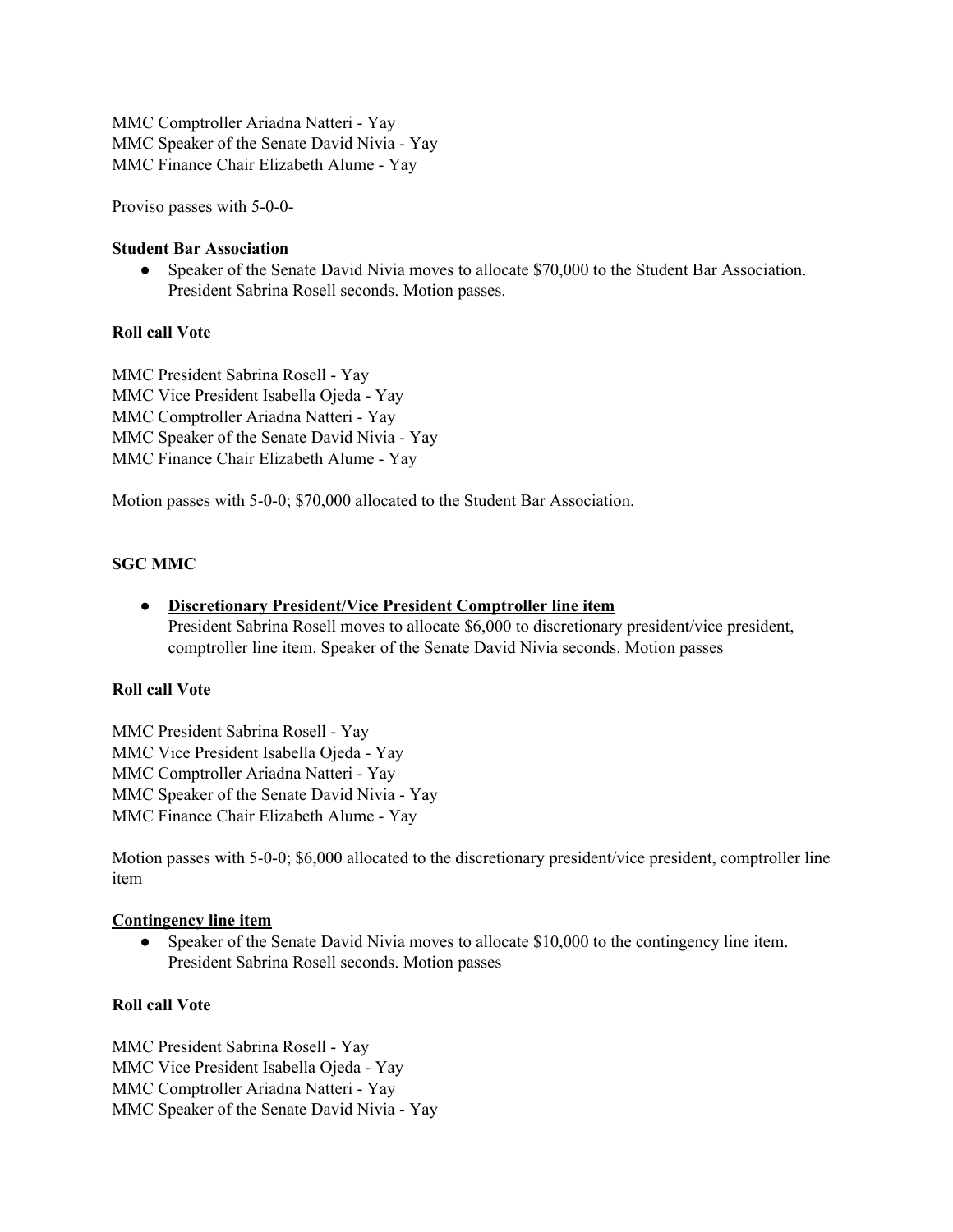MMC Comptroller Ariadna Natteri - Yay
MMC Speaker of the Senate David Nivia - Yay
MMC Finance Chair Elizabeth Alume - Yay

Proviso passes with 5-0-0-

**Student Bar Association**

- Speaker of the Senate David Nivia moves to allocate $70,000 to the Student Bar Association. President Sabrina Rosell seconds. Motion passes.

**Roll call Vote**

MMC President Sabrina Rosell - Yay
MMC Vice President Isabella Ojeda - Yay
MMC Comptroller Ariadna Natteri - Yay
MMC Speaker of the Senate David Nivia - Yay
MMC Finance Chair Elizabeth Alume - Yay

Motion passes with 5-0-0; $70,000 allocated to the Student Bar Association.

**SGC MMC**

- **Discretionary President/Vice President Comptroller line item**
  President Sabrina Rosell moves to allocate $6,000 to discretionary president/vice president, comptroller line item. Speaker of the Senate David Nivia seconds. Motion passes

**Roll call Vote**

MMC President Sabrina Rosell - Yay
MMC Vice President Isabella Ojeda - Yay
MMC Comptroller Ariadna Natteri - Yay
MMC Speaker of the Senate David Nivia - Yay
MMC Finance Chair Elizabeth Alume - Yay

Motion passes with 5-0-0; $6,000 allocated to the discretionary president/vice president, comptroller line item

**Contingency line item**

- Speaker of the Senate David Nivia moves to allocate $10,000 to the contingency line item. President Sabrina Rosell seconds. Motion passes

**Roll call Vote**

MMC President Sabrina Rosell - Yay
MMC Vice President Isabella Ojeda - Yay
MMC Comptroller Ariadna Natteri - Yay
MMC Speaker of the Senate David Nivia - Yay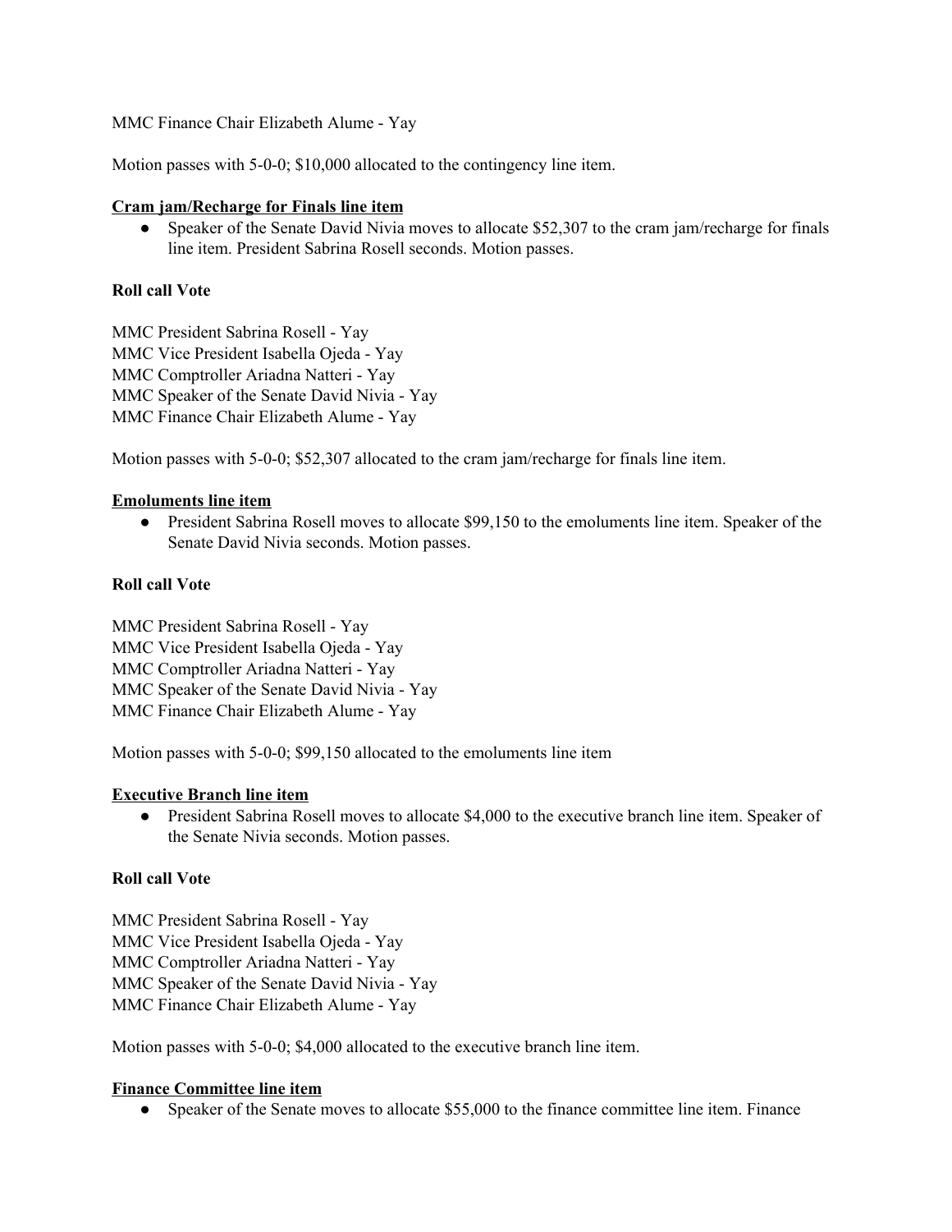MMC Finance Chair Elizabeth Alume - Yay

Motion passes with 5-0-0; $10,000 allocated to the contingency line item.

**Cram jam/Recharge for Finals line item**

- Speaker of the Senate David Nivia moves to allocate $52,307 to the cram jam/recharge for finals line item. President Sabrina Rosell seconds. Motion passes.

**Roll call Vote**

MMC President Sabrina Rosell - Yay
MMC Vice President Isabella Ojeda - Yay
MMC Comptroller Ariadna Natteri - Yay
MMC Speaker of the Senate David Nivia - Yay
MMC Finance Chair Elizabeth Alume - Yay

Motion passes with 5-0-0; $52,307 allocated to the cram jam/recharge for finals line item.

**Emoluments line item**

- President Sabrina Rosell moves to allocate $99,150 to the emoluments line item. Speaker of the Senate David Nivia seconds. Motion passes.

**Roll call Vote**

MMC President Sabrina Rosell - Yay
MMC Vice President Isabella Ojeda - Yay
MMC Comptroller Ariadna Natteri - Yay
MMC Speaker of the Senate David Nivia - Yay
MMC Finance Chair Elizabeth Alume - Yay

Motion passes with 5-0-0; $99,150 allocated to the emoluments line item

**Executive Branch line item**

- President Sabrina Rosell moves to allocate $4,000 to the executive branch line item. Speaker of the Senate Nivia seconds. Motion passes.

**Roll call Vote**

MMC President Sabrina Rosell - Yay
MMC Vice President Isabella Ojeda - Yay
MMC Comptroller Ariadna Natteri - Yay
MMC Speaker of the Senate David Nivia - Yay
MMC Finance Chair Elizabeth Alume - Yay

Motion passes with 5-0-0; $4,000 allocated to the executive branch line item.

**Finance Committee line item**

- Speaker of the Senate moves to allocate $55,000 to the finance committee line item. Finance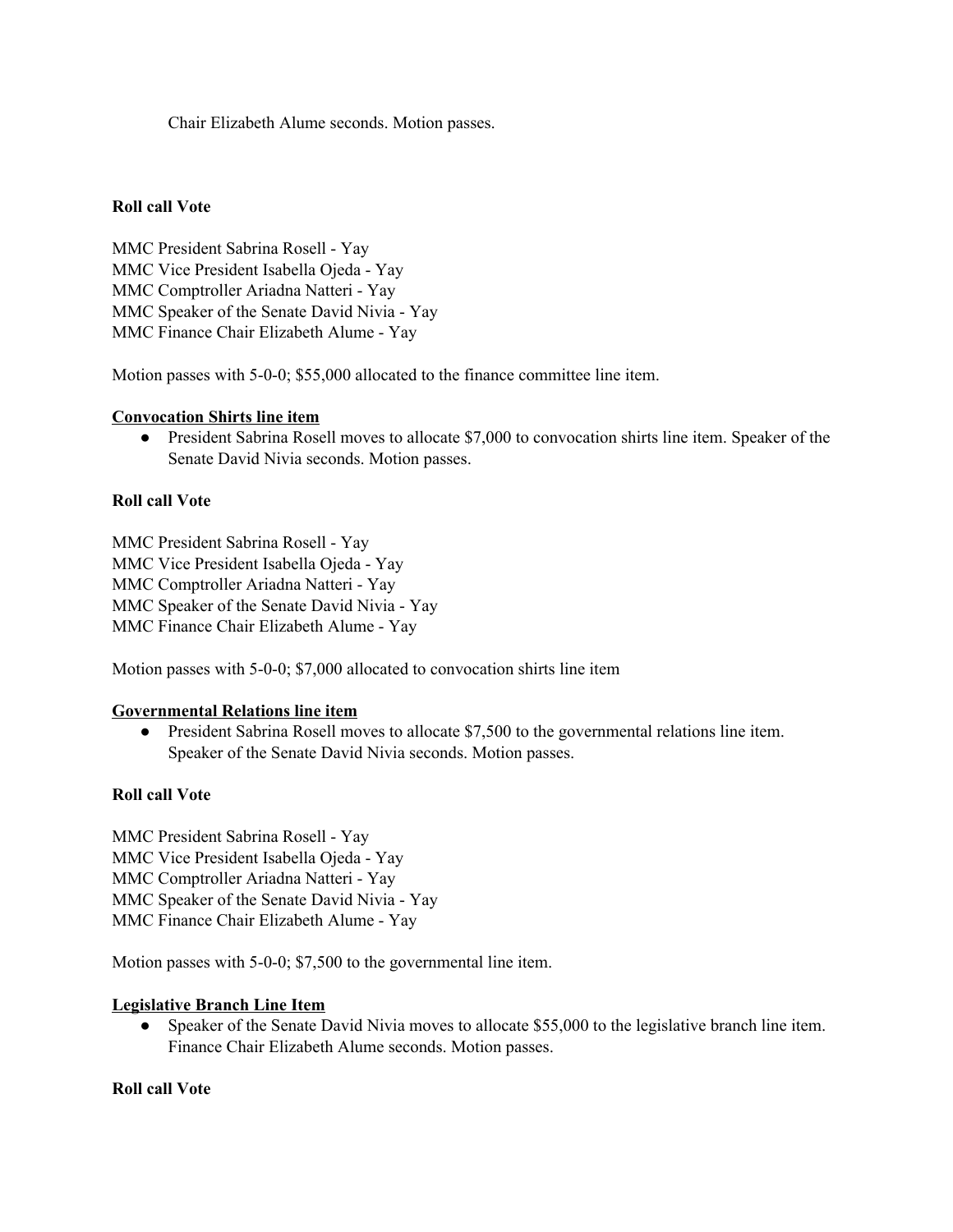Chair Elizabeth Alume seconds. Motion passes.

**Roll call Vote**

MMC President Sabrina Rosell - Yay
MMC Vice President Isabella Ojeda - Yay
MMC Comptroller Ariadna Natteri - Yay
MMC Speaker of the Senate David Nivia - Yay
MMC Finance Chair Elizabeth Alume - Yay

Motion passes with 5-0-0; $55,000 allocated to the finance committee line item.

**Convocation Shirts line item**

- President Sabrina Rosell moves to allocate $7,000 to convocation shirts line item. Speaker of the Senate David Nivia seconds. Motion passes.

**Roll call Vote**

MMC President Sabrina Rosell - Yay
MMC Vice President Isabella Ojeda - Yay
MMC Comptroller Ariadna Natteri - Yay
MMC Speaker of the Senate David Nivia - Yay
MMC Finance Chair Elizabeth Alume - Yay

Motion passes with 5-0-0; $7,000 allocated to convocation shirts line item

**Governmental Relations line item**

- President Sabrina Rosell moves to allocate $7,500 to the governmental relations line item. Speaker of the Senate David Nivia seconds. Motion passes.

**Roll call Vote**

MMC President Sabrina Rosell - Yay
MMC Vice President Isabella Ojeda - Yay
MMC Comptroller Ariadna Natteri - Yay
MMC Speaker of the Senate David Nivia - Yay
MMC Finance Chair Elizabeth Alume - Yay

Motion passes with 5-0-0; $7,500 to the governmental line item.

**Legislative Branch Line Item**

- Speaker of the Senate David Nivia moves to allocate $55,000 to the legislative branch line item. Finance Chair Elizabeth Alume seconds. Motion passes.

**Roll call Vote**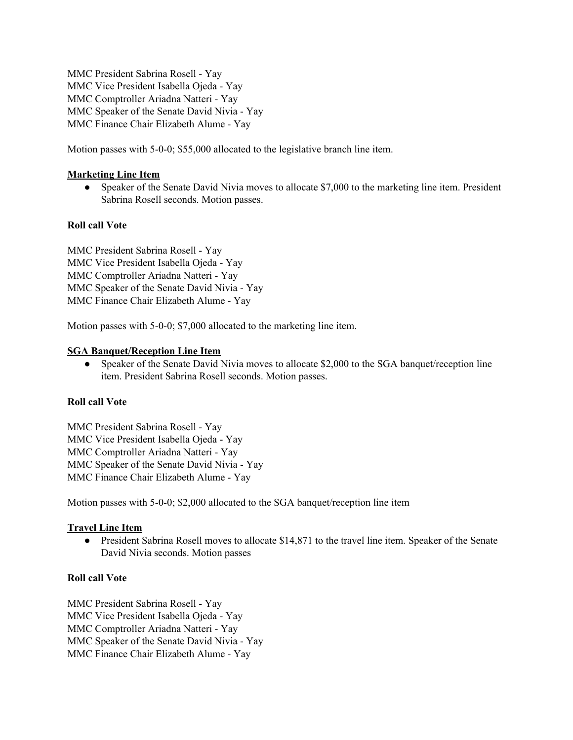MMC President Sabrina Rosell - Yay
MMC Vice President Isabella Ojeda - Yay
MMC Comptroller Ariadna Natteri - Yay
MMC Speaker of the Senate David Nivia - Yay
MMC Finance Chair Elizabeth Alume - Yay

Motion passes with 5-0-0; $55,000 allocated to the legislative branch line item.

**<u>Marketing Line Item</u>**

- Speaker of the Senate David Nivia moves to allocate $7,000 to the marketing line item. President Sabrina Rosell seconds. Motion passes.

**Roll call Vote**

MMC President Sabrina Rosell - Yay
MMC Vice President Isabella Ojeda - Yay
MMC Comptroller Ariadna Natteri - Yay
MMC Speaker of the Senate David Nivia - Yay
MMC Finance Chair Elizabeth Alume - Yay

Motion passes with 5-0-0; $7,000 allocated to the marketing line item.

**<u>SGA Banquet/Reception Line Item</u>**

- Speaker of the Senate David Nivia moves to allocate $2,000 to the SGA banquet/reception line item. President Sabrina Rosell seconds. Motion passes.

**Roll call Vote**

MMC President Sabrina Rosell - Yay
MMC Vice President Isabella Ojeda - Yay
MMC Comptroller Ariadna Natteri - Yay
MMC Speaker of the Senate David Nivia - Yay
MMC Finance Chair Elizabeth Alume - Yay

Motion passes with 5-0-0; $2,000 allocated to the SGA banquet/reception line item

**<u>Travel Line Item</u>**

- President Sabrina Rosell moves to allocate $14,871 to the travel line item. Speaker of the Senate David Nivia seconds. Motion passes

**Roll call Vote**

MMC President Sabrina Rosell - Yay
MMC Vice President Isabella Ojeda - Yay
MMC Comptroller Ariadna Natteri - Yay
MMC Speaker of the Senate David Nivia - Yay
MMC Finance Chair Elizabeth Alume - Yay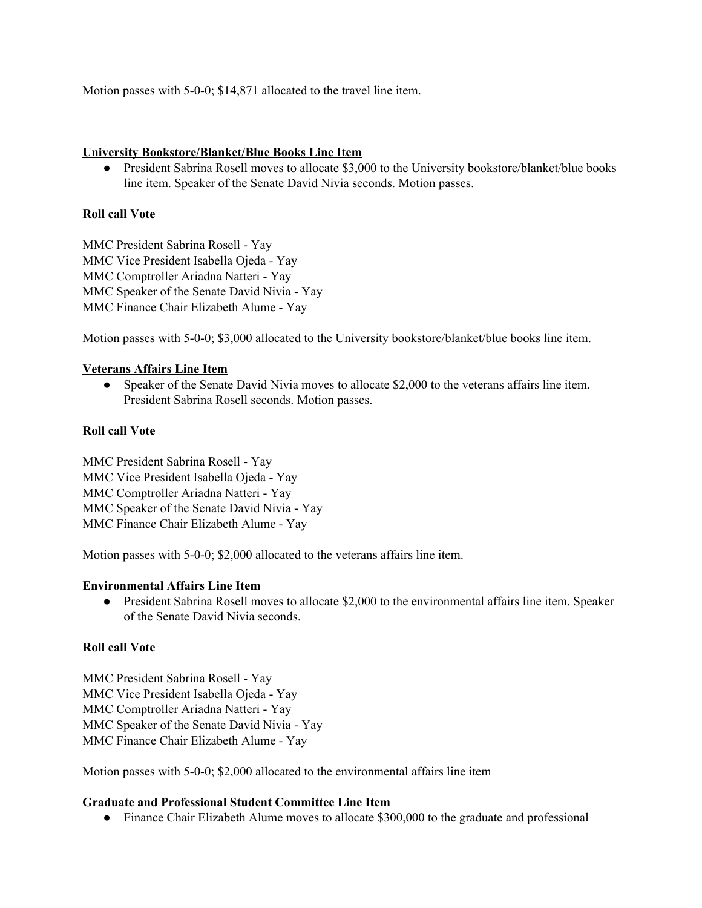Motion passes with 5-0-0; $14,871 allocated to the travel line item.

<u>**University Bookstore/Blanket/Blue Books Line Item**</u>

- President Sabrina Rosell moves to allocate $3,000 to the University bookstore/blanket/blue books line item. Speaker of the Senate David Nivia seconds. Motion passes.

**Roll call Vote**

MMC President Sabrina Rosell - Yay
MMC Vice President Isabella Ojeda - Yay
MMC Comptroller Ariadna Natteri - Yay
MMC Speaker of the Senate David Nivia - Yay
MMC Finance Chair Elizabeth Alume - Yay

Motion passes with 5-0-0; $3,000 allocated to the University bookstore/blanket/blue books line item.

<u>**Veterans Affairs Line Item**</u>

- Speaker of the Senate David Nivia moves to allocate $2,000 to the veterans affairs line item. President Sabrina Rosell seconds. Motion passes.

**Roll call Vote**

MMC President Sabrina Rosell - Yay
MMC Vice President Isabella Ojeda - Yay
MMC Comptroller Ariadna Natteri - Yay
MMC Speaker of the Senate David Nivia - Yay
MMC Finance Chair Elizabeth Alume - Yay

Motion passes with 5-0-0; $2,000 allocated to the veterans affairs line item.

<u>**Environmental Affairs Line Item**</u>

- President Sabrina Rosell moves to allocate $2,000 to the environmental affairs line item. Speaker of the Senate David Nivia seconds.

**Roll call Vote**

MMC President Sabrina Rosell - Yay
MMC Vice President Isabella Ojeda - Yay
MMC Comptroller Ariadna Natteri - Yay
MMC Speaker of the Senate David Nivia - Yay
MMC Finance Chair Elizabeth Alume - Yay

Motion passes with 5-0-0; $2,000 allocated to the environmental affairs line item

<u>**Graduate and Professional Student Committee Line Item**</u>

- Finance Chair Elizabeth Alume moves to allocate $300,000 to the graduate and professional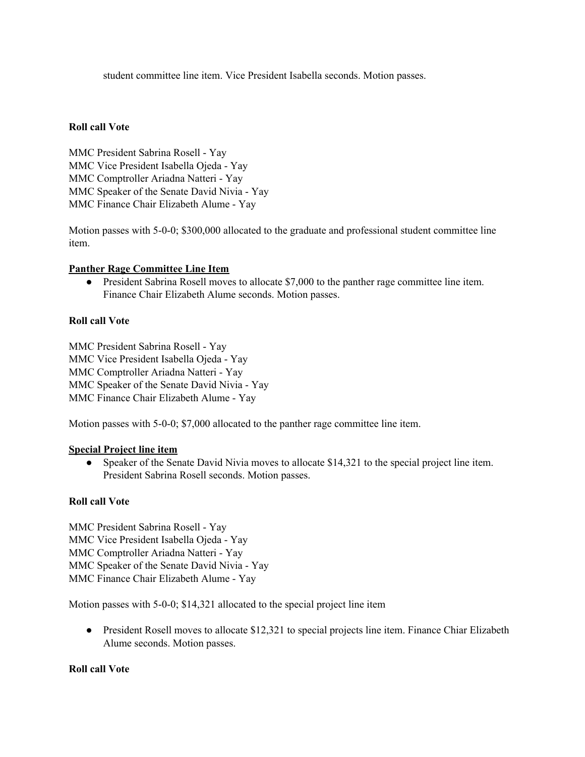student committee line item. Vice President Isabella seconds. Motion passes.

**Roll call Vote**

MMC President Sabrina Rosell - Yay
MMC Vice President Isabella Ojeda - Yay
MMC Comptroller Ariadna Natteri - Yay
MMC Speaker of the Senate David Nivia - Yay
MMC Finance Chair Elizabeth Alume - Yay

Motion passes with 5-0-0; $300,000 allocated to the graduate and professional student committee line item.

**Panther Rage Committee Line Item**

- President Sabrina Rosell moves to allocate $7,000 to the panther rage committee line item. Finance Chair Elizabeth Alume seconds. Motion passes.

**Roll call Vote**

MMC President Sabrina Rosell - Yay
MMC Vice President Isabella Ojeda - Yay
MMC Comptroller Ariadna Natteri - Yay
MMC Speaker of the Senate David Nivia - Yay
MMC Finance Chair Elizabeth Alume - Yay

Motion passes with 5-0-0; $7,000 allocated to the panther rage committee line item.

**Special Project line item**

- Speaker of the Senate David Nivia moves to allocate $14,321 to the special project line item. President Sabrina Rosell seconds. Motion passes.

**Roll call Vote**

MMC President Sabrina Rosell - Yay
MMC Vice President Isabella Ojeda - Yay
MMC Comptroller Ariadna Natteri - Yay
MMC Speaker of the Senate David Nivia - Yay
MMC Finance Chair Elizabeth Alume - Yay

Motion passes with 5-0-0; $14,321 allocated to the special project line item

- President Rosell moves to allocate $12,321 to special projects line item. Finance Chiar Elizabeth Alume seconds. Motion passes.

**Roll call Vote**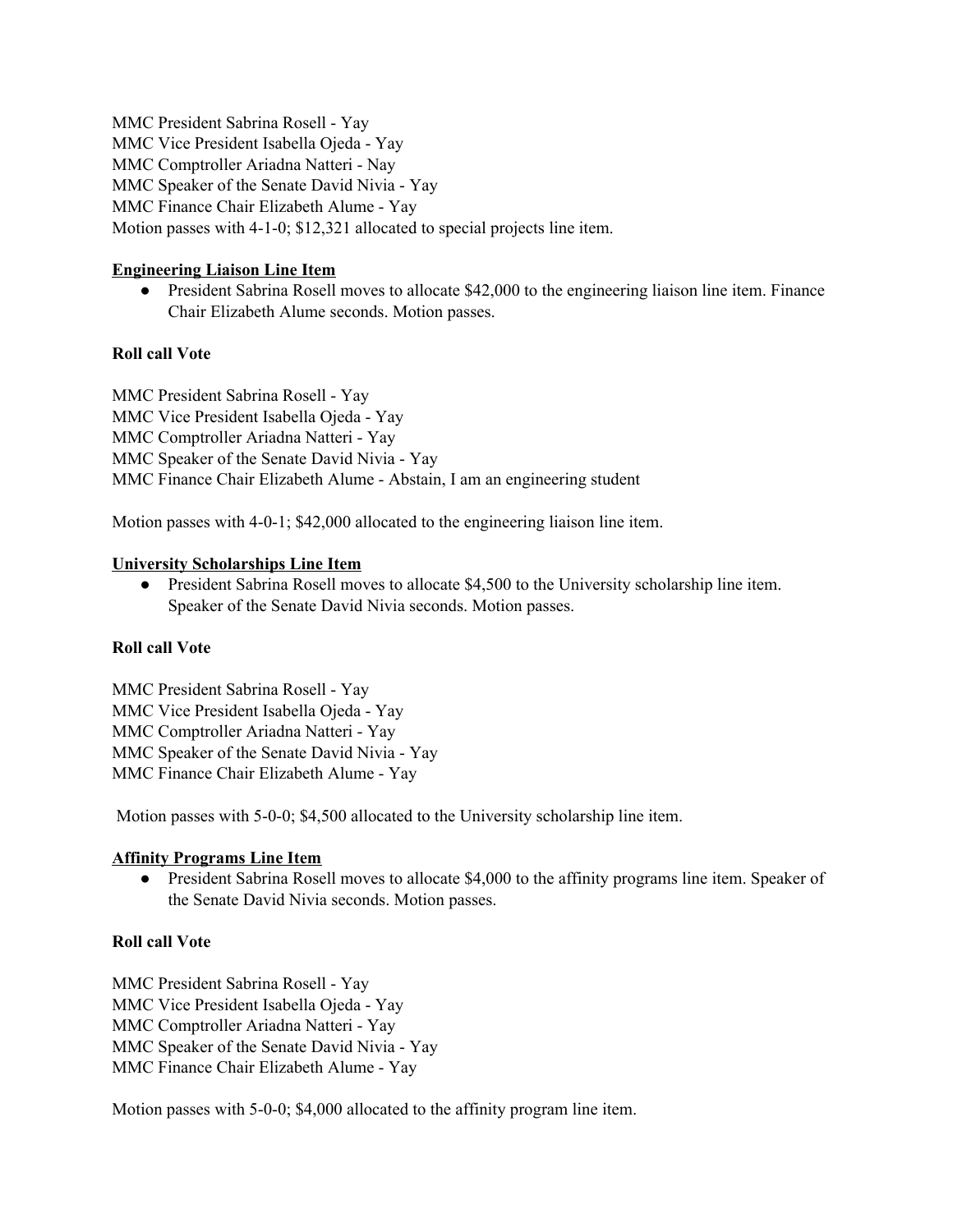MMC President Sabrina Rosell - Yay
MMC Vice President Isabella Ojeda - Yay
MMC Comptroller Ariadna Natteri - Nay
MMC Speaker of the Senate David Nivia - Yay
MMC Finance Chair Elizabeth Alume - Yay
Motion passes with 4-1-0; $12,321 allocated to special projects line item.

**Engineering Liaison Line Item**

- President Sabrina Rosell moves to allocate $42,000 to the engineering liaison line item. Finance Chair Elizabeth Alume seconds. Motion passes.

**Roll call Vote**

MMC President Sabrina Rosell - Yay
MMC Vice President Isabella Ojeda - Yay
MMC Comptroller Ariadna Natteri - Yay
MMC Speaker of the Senate David Nivia - Yay
MMC Finance Chair Elizabeth Alume - Abstain, I am an engineering student

Motion passes with 4-0-1; $42,000 allocated to the engineering liaison line item.

**University Scholarships Line Item**

- President Sabrina Rosell moves to allocate $4,500 to the University scholarship line item. Speaker of the Senate David Nivia seconds. Motion passes.

**Roll call Vote**

MMC President Sabrina Rosell - Yay
MMC Vice President Isabella Ojeda - Yay
MMC Comptroller Ariadna Natteri - Yay
MMC Speaker of the Senate David Nivia - Yay
MMC Finance Chair Elizabeth Alume - Yay

Motion passes with 5-0-0; $4,500 allocated to the University scholarship line item.

**Affinity Programs Line Item**

- President Sabrina Rosell moves to allocate $4,000 to the affinity programs line item. Speaker of the Senate David Nivia seconds. Motion passes.

**Roll call Vote**

MMC President Sabrina Rosell - Yay
MMC Vice President Isabella Ojeda - Yay
MMC Comptroller Ariadna Natteri - Yay
MMC Speaker of the Senate David Nivia - Yay
MMC Finance Chair Elizabeth Alume - Yay

Motion passes with 5-0-0; $4,000 allocated to the affinity program line item.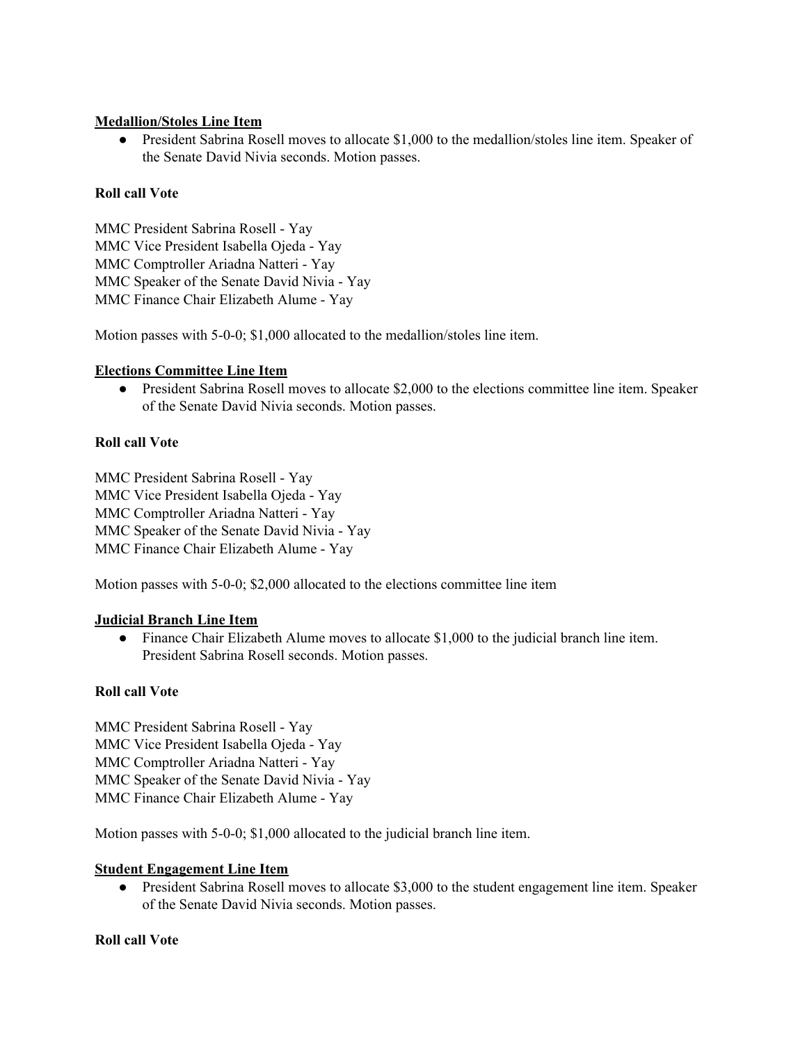**<u>Medallion/Stoles Line Item</u>**

- President Sabrina Rosell moves to allocate $1,000 to the medallion/stoles line item. Speaker of the Senate David Nivia seconds. Motion passes.

**Roll call Vote**

MMC President Sabrina Rosell - Yay
MMC Vice President Isabella Ojeda - Yay
MMC Comptroller Ariadna Natteri - Yay
MMC Speaker of the Senate David Nivia - Yay
MMC Finance Chair Elizabeth Alume - Yay

Motion passes with 5-0-0; $1,000 allocated to the medallion/stoles line item.

**<u>Elections Committee Line Item</u>**

- President Sabrina Rosell moves to allocate $2,000 to the elections committee line item. Speaker of the Senate David Nivia seconds. Motion passes.

**Roll call Vote**

MMC President Sabrina Rosell - Yay
MMC Vice President Isabella Ojeda - Yay
MMC Comptroller Ariadna Natteri - Yay
MMC Speaker of the Senate David Nivia - Yay
MMC Finance Chair Elizabeth Alume - Yay

Motion passes with 5-0-0; $2,000 allocated to the elections committee line item

**<u>Judicial Branch Line Item</u>**

- Finance Chair Elizabeth Alume moves to allocate $1,000 to the judicial branch line item. President Sabrina Rosell seconds. Motion passes.

**Roll call Vote**

MMC President Sabrina Rosell - Yay
MMC Vice President Isabella Ojeda - Yay
MMC Comptroller Ariadna Natteri - Yay
MMC Speaker of the Senate David Nivia - Yay
MMC Finance Chair Elizabeth Alume - Yay

Motion passes with 5-0-0; $1,000 allocated to the judicial branch line item.

**<u>Student Engagement Line Item</u>**

- President Sabrina Rosell moves to allocate $3,000 to the student engagement line item. Speaker of the Senate David Nivia seconds. Motion passes.

**Roll call Vote**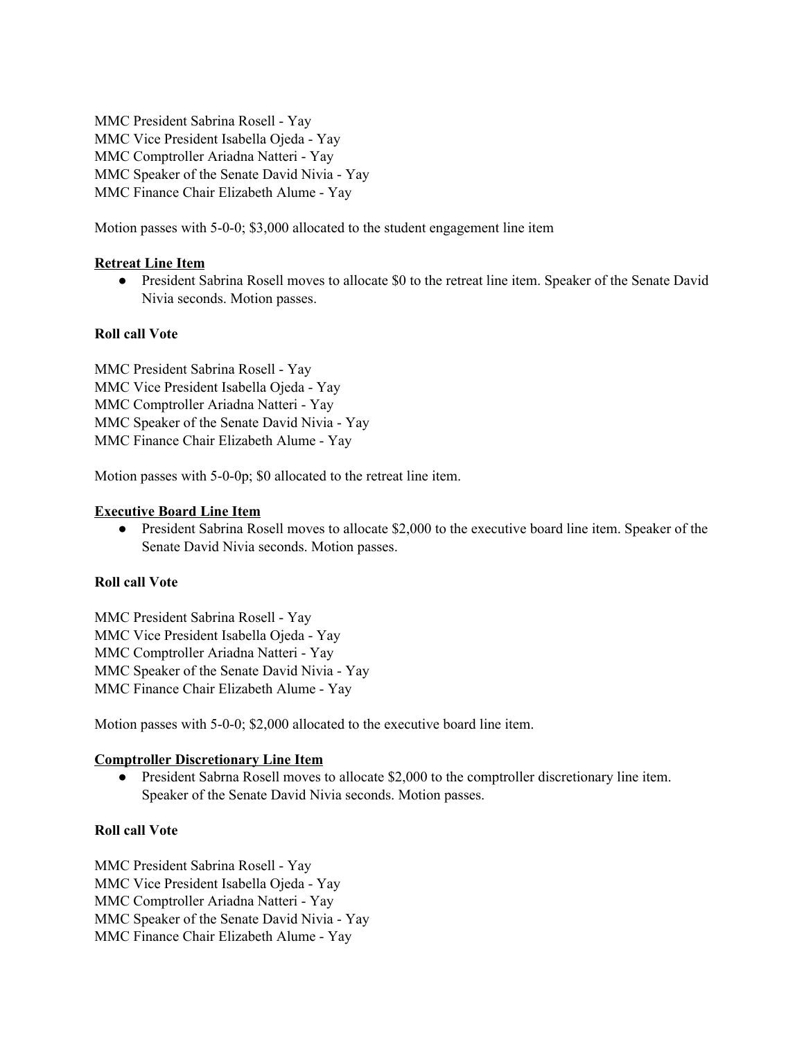MMC President Sabrina Rosell - Yay
MMC Vice President Isabella Ojeda - Yay
MMC Comptroller Ariadna Natteri - Yay
MMC Speaker of the Senate David Nivia - Yay
MMC Finance Chair Elizabeth Alume - Yay

Motion passes with 5-0-0; $3,000 allocated to the student engagement line item

**Retreat Line Item**

- President Sabrina Rosell moves to allocate $0 to the retreat line item. Speaker of the Senate David Nivia seconds. Motion passes.

**Roll call Vote**

MMC President Sabrina Rosell - Yay
MMC Vice President Isabella Ojeda - Yay
MMC Comptroller Ariadna Natteri - Yay
MMC Speaker of the Senate David Nivia - Yay
MMC Finance Chair Elizabeth Alume - Yay

Motion passes with 5-0-0p; $0 allocated to the retreat line item.

**Executive Board Line Item**

- President Sabrina Rosell moves to allocate $2,000 to the executive board line item. Speaker of the Senate David Nivia seconds. Motion passes.

**Roll call Vote**

MMC President Sabrina Rosell - Yay
MMC Vice President Isabella Ojeda - Yay
MMC Comptroller Ariadna Natteri - Yay
MMC Speaker of the Senate David Nivia - Yay
MMC Finance Chair Elizabeth Alume - Yay

Motion passes with 5-0-0; $2,000 allocated to the executive board line item.

**Comptroller Discretionary Line Item**

- President Sabrna Rosell moves to allocate $2,000 to the comptroller discretionary line item. Speaker of the Senate David Nivia seconds. Motion passes.

**Roll call Vote**

MMC President Sabrina Rosell - Yay
MMC Vice President Isabella Ojeda - Yay
MMC Comptroller Ariadna Natteri - Yay
MMC Speaker of the Senate David Nivia - Yay
MMC Finance Chair Elizabeth Alume - Yay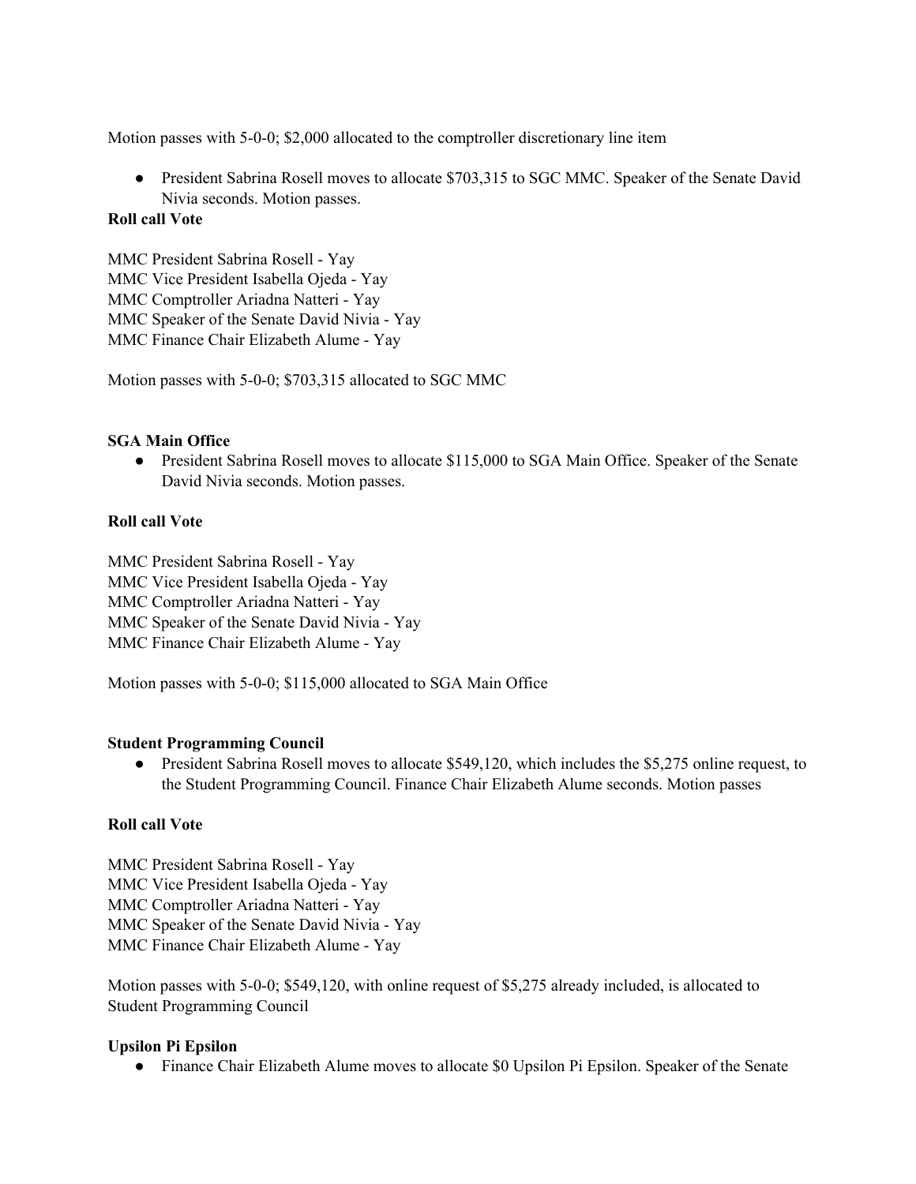Motion passes with 5-0-0; $2,000 allocated to the comptroller discretionary line item

- President Sabrina Rosell moves to allocate $703,315 to SGC MMC. Speaker of the Senate David Nivia seconds. Motion passes.

**Roll call Vote**

MMC President Sabrina Rosell - Yay
MMC Vice President Isabella Ojeda - Yay
MMC Comptroller Ariadna Natteri - Yay
MMC Speaker of the Senate David Nivia - Yay
MMC Finance Chair Elizabeth Alume - Yay

Motion passes with 5-0-0; $703,315 allocated to SGC MMC

**SGA Main Office**

- President Sabrina Rosell moves to allocate $115,000 to SGA Main Office. Speaker of the Senate David Nivia seconds. Motion passes.

**Roll call Vote**

MMC President Sabrina Rosell - Yay
MMC Vice President Isabella Ojeda - Yay
MMC Comptroller Ariadna Natteri - Yay
MMC Speaker of the Senate David Nivia - Yay
MMC Finance Chair Elizabeth Alume - Yay

Motion passes with 5-0-0; $115,000 allocated to SGA Main Office

**Student Programming Council**

- President Sabrina Rosell moves to allocate $549,120, which includes the $5,275 online request, to the Student Programming Council. Finance Chair Elizabeth Alume seconds. Motion passes

**Roll call Vote**

MMC President Sabrina Rosell - Yay
MMC Vice President Isabella Ojeda - Yay
MMC Comptroller Ariadna Natteri - Yay
MMC Speaker of the Senate David Nivia - Yay
MMC Finance Chair Elizabeth Alume - Yay

Motion passes with 5-0-0; $549,120, with online request of $5,275 already included, is allocated to Student Programming Council

**Upsilon Pi Epsilon**

- Finance Chair Elizabeth Alume moves to allocate $0 Upsilon Pi Epsilon. Speaker of the Senate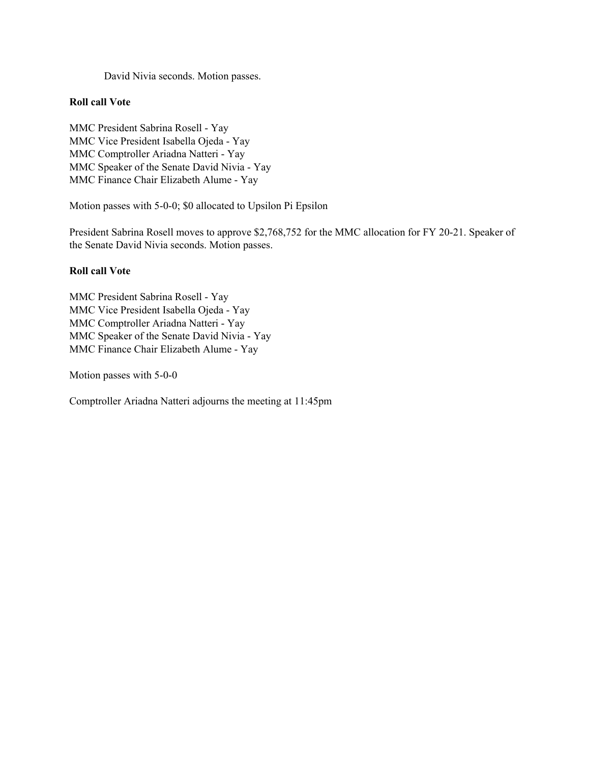David Nivia seconds. Motion passes.

**Roll call Vote**

MMC President Sabrina Rosell - Yay
MMC Vice President Isabella Ojeda - Yay
MMC Comptroller Ariadna Natteri - Yay
MMC Speaker of the Senate David Nivia - Yay
MMC Finance Chair Elizabeth Alume - Yay

Motion passes with 5-0-0; $0 allocated to Upsilon Pi Epsilon

President Sabrina Rosell moves to approve $2,768,752 for the MMC allocation for FY 20-21. Speaker of the Senate David Nivia seconds. Motion passes.

**Roll call Vote**

MMC President Sabrina Rosell - Yay
MMC Vice President Isabella Ojeda - Yay
MMC Comptroller Ariadna Natteri - Yay
MMC Speaker of the Senate David Nivia - Yay
MMC Finance Chair Elizabeth Alume - Yay

Motion passes with 5-0-0

Comptroller Ariadna Natteri adjourns the meeting at 11:45pm